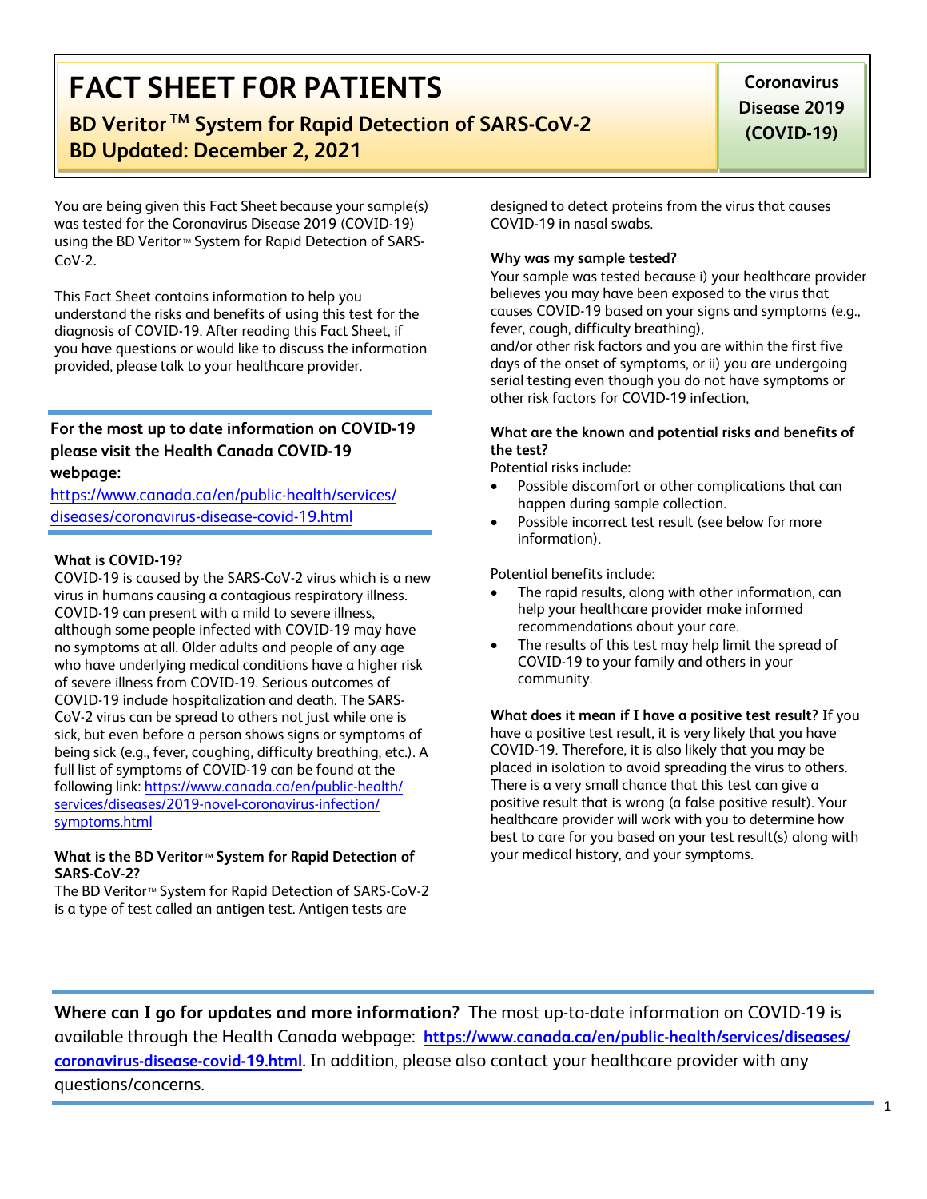# FACT SHEET FOR PATIENTS

## BD Veritor™ System for Rapid Detection of SARS-CoV-2

## BD Updated: December 2, 2021

**Coronavirus Disease 2019 (COVID-19)**

You are being given this Fact Sheet because your sample(s) was tested for the Coronavirus Disease 2019 (COVID-19) using the BD Veritor™ System for Rapid Detection of SARS-CoV-2.

This Fact Sheet contains information to help you understand the risks and benefits of using this test for the diagnosis of COVID-19. After reading this Fact Sheet, if you have questions or would like to discuss the information provided, please talk to your healthcare provider.

**For the most up to date information on COVID-19 please visit the Health Canada COVID-19 webpage:**

https://www.canada.ca/en/public-health/services/diseases/coronavirus-disease-covid-19.html

**What is COVID-19?**

COVID-19 is caused by the SARS-CoV-2 virus which is a new virus in humans causing a contagious respiratory illness. COVID-19 can present with a mild to severe illness, although some people infected with COVID-19 may have no symptoms at all. Older adults and people of any age who have underlying medical conditions have a higher risk of severe illness from COVID-19. Serious outcomes of COVID-19 include hospitalization and death. The SARS-CoV-2 virus can be spread to others not just while one is sick, but even before a person shows signs or symptoms of being sick (e.g., fever, coughing, difficulty breathing, etc.). A full list of symptoms of COVID-19 can be found at the following link: https://www.canada.ca/en/public-health/services/diseases/2019-novel-coronavirus-infection/symptoms.html

**What is the BD Veritor™ System for Rapid Detection of SARS-CoV-2?**

The BD Veritor™ System for Rapid Detection of SARS-CoV-2 is a type of test called an antigen test. Antigen tests are designed to detect proteins from the virus that causes COVID-19 in nasal swabs.

**Why was my sample tested?**

Your sample was tested because i) your healthcare provider believes you may have been exposed to the virus that causes COVID-19 based on your signs and symptoms (e.g., fever, cough, difficulty breathing),
and/or other risk factors and you are within the first five days of the onset of symptoms, or ii) you are undergoing serial testing even though you do not have symptoms or other risk factors for COVID-19 infection,

**What are the known and potential risks and benefits of the test?**

Potential risks include:

- Possible discomfort or other complications that can happen during sample collection.
- Possible incorrect test result (see below for more information).

Potential benefits include:

- The rapid results, along with other information, can help your healthcare provider make informed recommendations about your care.
- The results of this test may help limit the spread of COVID-19 to your family and others in your community.

**What does it mean if I have a positive test result?** If you have a positive test result, it is very likely that you have COVID-19. Therefore, it is also likely that you may be placed in isolation to avoid spreading the virus to others. There is a very small chance that this test can give a positive result that is wrong (a false positive result). Your healthcare provider will work with you to determine how best to care for you based on your test result(s) along with your medical history, and your symptoms.

**Where can I go for updates and more information?** The most up-to-date information on COVID-19 is available through the Health Canada webpage: **https://www.canada.ca/en/public-health/services/diseases/coronavirus-disease-covid-19.html.** In addition, please also contact your healthcare provider with any questions/concerns.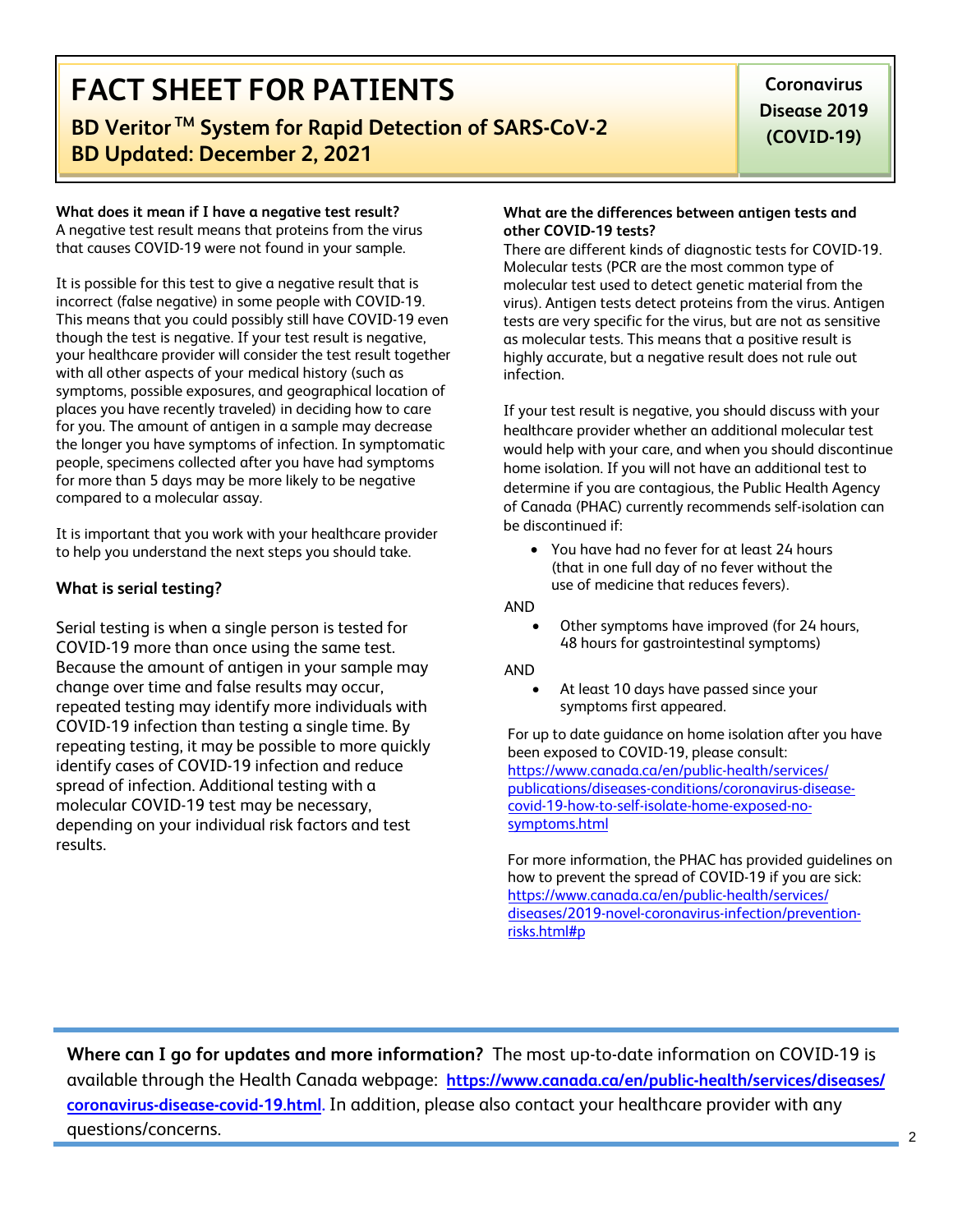# FACT SHEET FOR PATIENTS

## BD Veritor™ System for Rapid Detection of SARS-CoV-2

## BD Updated: December 2, 2021

**Coronavirus Disease 2019 (COVID-19)**

**What does it mean if I have a negative test result?**
A negative test result means that proteins from the virus that causes COVID-19 were not found in your sample.

It is possible for this test to give a negative result that is incorrect (false negative) in some people with COVID-19. This means that you could possibly still have COVID-19 even though the test is negative. If your test result is negative, your healthcare provider will consider the test result together with all other aspects of your medical history (such as symptoms, possible exposures, and geographical location of places you have recently traveled) in deciding how to care for you. The amount of antigen in a sample may decrease the longer you have symptoms of infection. In symptomatic people, specimens collected after you have had symptoms for more than 5 days may be more likely to be negative compared to a molecular assay.

It is important that you work with your healthcare provider to help you understand the next steps you should take.

### What is serial testing?

Serial testing is when a single person is tested for COVID-19 more than once using the same test. Because the amount of antigen in your sample may change over time and false results may occur, repeated testing may identify more individuals with COVID-19 infection than testing a single time. By repeating testing, it may be possible to more quickly identify cases of COVID-19 infection and reduce spread of infection. Additional testing with a molecular COVID-19 test may be necessary, depending on your individual risk factors and test results.

**What are the differences between antigen tests and other COVID-19 tests?**
There are different kinds of diagnostic tests for COVID-19. Molecular tests (PCR are the most common type of molecular test used to detect genetic material from the virus). Antigen tests detect proteins from the virus. Antigen tests are very specific for the virus, but are not as sensitive as molecular tests. This means that a positive result is highly accurate, but a negative result does not rule out infection.

If your test result is negative, you should discuss with your healthcare provider whether an additional molecular test would help with your care, and when you should discontinue home isolation. If you will not have an additional test to determine if you are contagious, the Public Health Agency of Canada (PHAC) currently recommends self-isolation can be discontinued if:

- You have had no fever for at least 24 hours (that in one full day of no fever without the use of medicine that reduces fevers).

AND

- Other symptoms have improved (for 24 hours, 48 hours for gastrointestinal symptoms)

AND

- At least 10 days have passed since your symptoms first appeared.

For up to date guidance on home isolation after you have been exposed to COVID-19, please consult: https://www.canada.ca/en/public-health/services/publications/diseases-conditions/coronavirus-disease-covid-19-how-to-self-isolate-home-exposed-no-symptoms.html

For more information, the PHAC has provided guidelines on how to prevent the spread of COVID-19 if you are sick: https://www.canada.ca/en/public-health/services/diseases/2019-novel-coronavirus-infection/prevention-risks.html#p

**Where can I go for updates and more information?** The most up-to-date information on COVID-19 is available through the Health Canada webpage: **https://www.canada.ca/en/public-health/services/diseases/coronavirus-disease-covid-19.html.** In addition, please also contact your healthcare provider with any questions/concerns.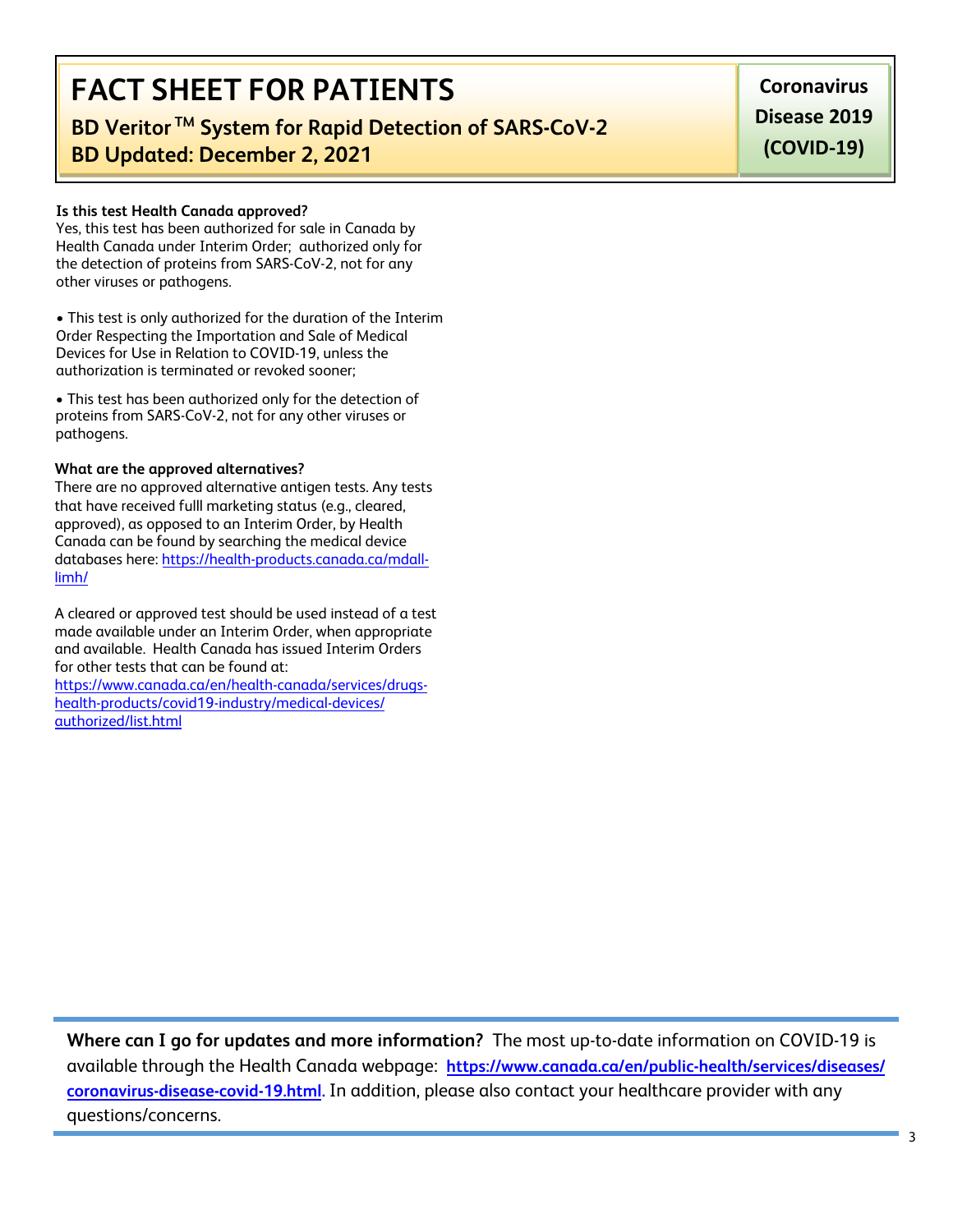# FACT SHEET FOR PATIENTS

**BD Veritor™ System for Rapid Detection of SARS-CoV-2**
**BD Updated: December 2, 2021**

**Coronavirus Disease 2019 (COVID-19)**

**Is this test Health Canada approved?**
Yes, this test has been authorized for sale in Canada by Health Canada under Interim Order; authorized only for the detection of proteins from SARS-CoV-2, not for any other viruses or pathogens.

- This test is only authorized for the duration of the Interim Order Respecting the Importation and Sale of Medical Devices for Use in Relation to COVID-19, unless the authorization is terminated or revoked sooner;

- This test has been authorized only for the detection of proteins from SARS-CoV-2, not for any other viruses or pathogens.

**What are the approved alternatives?**
There are no approved alternative antigen tests. Any tests that have received fulll marketing status (e.g., cleared, approved), as opposed to an Interim Order, by Health Canada can be found by searching the medical device databases here: https://health-products.canada.ca/mdall-limh/

A cleared or approved test should be used instead of a test made available under an Interim Order, when appropriate and available. Health Canada has issued Interim Orders for other tests that can be found at: https://www.canada.ca/en/health-canada/services/drugs-health-products/covid19-industry/medical-devices/authorized/list.html

**Where can I go for updates and more information?** The most up-to-date information on COVID-19 is available through the Health Canada webpage: **https://www.canada.ca/en/public-health/services/diseases/coronavirus-disease-covid-19.html.** In addition, please also contact your healthcare provider with any questions/concerns.